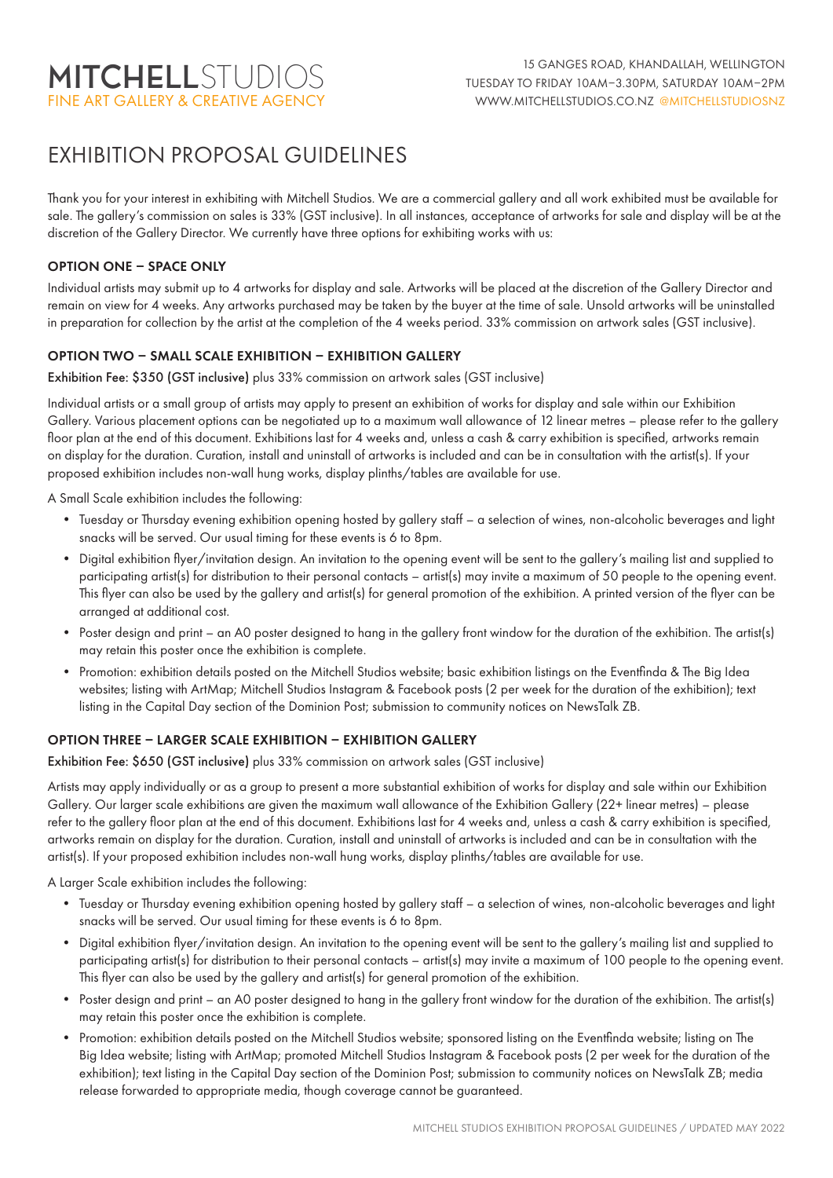# MITCHELLSTUDIOS
FINE ART GALLERY & CREATIVE AGENCY

15 GANGES ROAD, KHANDALLAH, WELLINGTON
TUESDAY TO FRIDAY 10AM–3.30PM, SATURDAY 10AM–2PM
WWW.MITCHELLSTUDIOS.CO.NZ @MITCHELLSTUDIOSNZ

# EXHIBITION PROPOSAL GUIDELINES

Thank you for your interest in exhibiting with Mitchell Studios. We are a commercial gallery and all work exhibited must be available for sale. The gallery's commission on sales is 33% (GST inclusive). In all instances, acceptance of artworks for sale and display will be at the discretion of the Gallery Director. We currently have three options for exhibiting works with us:

## OPTION ONE – SPACE ONLY

Individual artists may submit up to 4 artworks for display and sale. Artworks will be placed at the discretion of the Gallery Director and remain on view for 4 weeks. Any artworks purchased may be taken by the buyer at the time of sale. Unsold artworks will be uninstalled in preparation for collection by the artist at the completion of the 4 weeks period. 33% commission on artwork sales (GST inclusive).

## OPTION TWO – SMALL SCALE EXHIBITION – EXHIBITION GALLERY

**Exhibition Fee: $350 (GST inclusive)** plus 33% commission on artwork sales (GST inclusive)

Individual artists or a small group of artists may apply to present an exhibition of works for display and sale within our Exhibition Gallery. Various placement options can be negotiated up to a maximum wall allowance of 12 linear metres – please refer to the gallery floor plan at the end of this document. Exhibitions last for 4 weeks and, unless a cash & carry exhibition is specified, artworks remain on display for the duration. Curation, install and uninstall of artworks is included and can be in consultation with the artist(s). If your proposed exhibition includes non-wall hung works, display plinths/tables are available for use.

A Small Scale exhibition includes the following:

- Tuesday or Thursday evening exhibition opening hosted by gallery staff – a selection of wines, non-alcoholic beverages and light snacks will be served. Our usual timing for these events is 6 to 8pm.
- Digital exhibition flyer/invitation design. An invitation to the opening event will be sent to the gallery's mailing list and supplied to participating artist(s) for distribution to their personal contacts – artist(s) may invite a maximum of 50 people to the opening event. This flyer can also be used by the gallery and artist(s) for general promotion of the exhibition. A printed version of the flyer can be arranged at additional cost.
- Poster design and print – an A0 poster designed to hang in the gallery front window for the duration of the exhibition. The artist(s) may retain this poster once the exhibition is complete.
- Promotion: exhibition details posted on the Mitchell Studios website; basic exhibition listings on the Eventfinda & The Big Idea websites; listing with ArtMap; Mitchell Studios Instagram & Facebook posts (2 per week for the duration of the exhibition); text listing in the Capital Day section of the Dominion Post; submission to community notices on NewsTalk ZB.

## OPTION THREE – LARGER SCALE EXHIBITION – EXHIBITION GALLERY

**Exhibition Fee: $650 (GST inclusive)** plus 33% commission on artwork sales (GST inclusive)

Artists may apply individually or as a group to present a more substantial exhibition of works for display and sale within our Exhibition Gallery. Our larger scale exhibitions are given the maximum wall allowance of the Exhibition Gallery (22+ linear metres) – please refer to the gallery floor plan at the end of this document. Exhibitions last for 4 weeks and, unless a cash & carry exhibition is specified, artworks remain on display for the duration. Curation, install and uninstall of artworks is included and can be in consultation with the artist(s). If your proposed exhibition includes non-wall hung works, display plinths/tables are available for use.

A Larger Scale exhibition includes the following:

- Tuesday or Thursday evening exhibition opening hosted by gallery staff – a selection of wines, non-alcoholic beverages and light snacks will be served. Our usual timing for these events is 6 to 8pm.
- Digital exhibition flyer/invitation design. An invitation to the opening event will be sent to the gallery's mailing list and supplied to participating artist(s) for distribution to their personal contacts – artist(s) may invite a maximum of 100 people to the opening event. This flyer can also be used by the gallery and artist(s) for general promotion of the exhibition.
- Poster design and print – an A0 poster designed to hang in the gallery front window for the duration of the exhibition. The artist(s) may retain this poster once the exhibition is complete.
- Promotion: exhibition details posted on the Mitchell Studios website; sponsored listing on the Eventfinda website; listing on The Big Idea website; listing with ArtMap; promoted Mitchell Studios Instagram & Facebook posts (2 per week for the duration of the exhibition); text listing in the Capital Day section of the Dominion Post; submission to community notices on NewsTalk ZB; media release forwarded to appropriate media, though coverage cannot be guaranteed.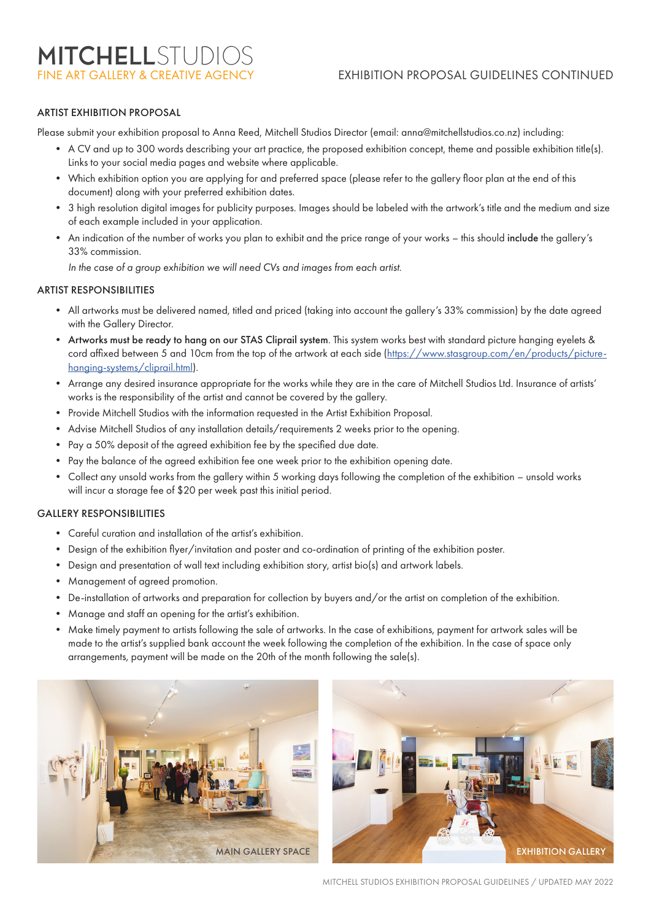## ARTIST EXHIBITION PROPOSAL

Please submit your exhibition proposal to Anna Reed, Mitchell Studios Director (email: anna@mitchellstudios.co.nz) including:

- A CV and up to 300 words describing your art practice, the proposed exhibition concept, theme and possible exhibition title(s). Links to your social media pages and website where applicable.
- Which exhibition option you are applying for and preferred space (please refer to the gallery floor plan at the end of this document) along with your preferred exhibition dates.
- 3 high resolution digital images for publicity purposes. Images should be labeled with the artwork's title and the medium and size of each example included in your application.
- An indication of the number of works you plan to exhibit and the price range of your works – this should **include** the gallery's 33% commission.

  *In the case of a group exhibition we will need CVs and images from each artist.*

## ARTIST RESPONSIBILITIES

- All artworks must be delivered named, titled and priced (taking into account the gallery's 33% commission) by the date agreed with the Gallery Director.
- **Artworks must be ready to hang on our STAS Cliprail system**. This system works best with standard picture hanging eyelets & cord affixed between 5 and 10cm from the top of the artwork at each side (https://www.stasgroup.com/en/products/picture-hanging-systems/cliprail.html).
- Arrange any desired insurance appropriate for the works while they are in the care of Mitchell Studios Ltd. Insurance of artists' works is the responsibility of the artist and cannot be covered by the gallery.
- Provide Mitchell Studios with the information requested in the Artist Exhibition Proposal.
- Advise Mitchell Studios of any installation details/requirements 2 weeks prior to the opening.
- Pay a 50% deposit of the agreed exhibition fee by the specified due date.
- Pay the balance of the agreed exhibition fee one week prior to the exhibition opening date.
- Collect any unsold works from the gallery within 5 working days following the completion of the exhibition – unsold works will incur a storage fee of $20 per week past this initial period.

## GALLERY RESPONSIBILITIES

- Careful curation and installation of the artist's exhibition.
- Design of the exhibition flyer/invitation and poster and co-ordination of printing of the exhibition poster.
- Design and presentation of wall text including exhibition story, artist bio(s) and artwork labels.
- Management of agreed promotion.
- De-installation of artworks and preparation for collection by buyers and/or the artist on completion of the exhibition.
- Manage and staff an opening for the artist's exhibition.
- Make timely payment to artists following the sale of artworks. In the case of exhibitions, payment for artwork sales will be made to the artist's supplied bank account the week following the completion of the exhibition. In the case of space only arrangements, payment will be made on the 20th of the month following the sale(s).

MAIN GALLERY SPACE

EXHIBITION GALLERY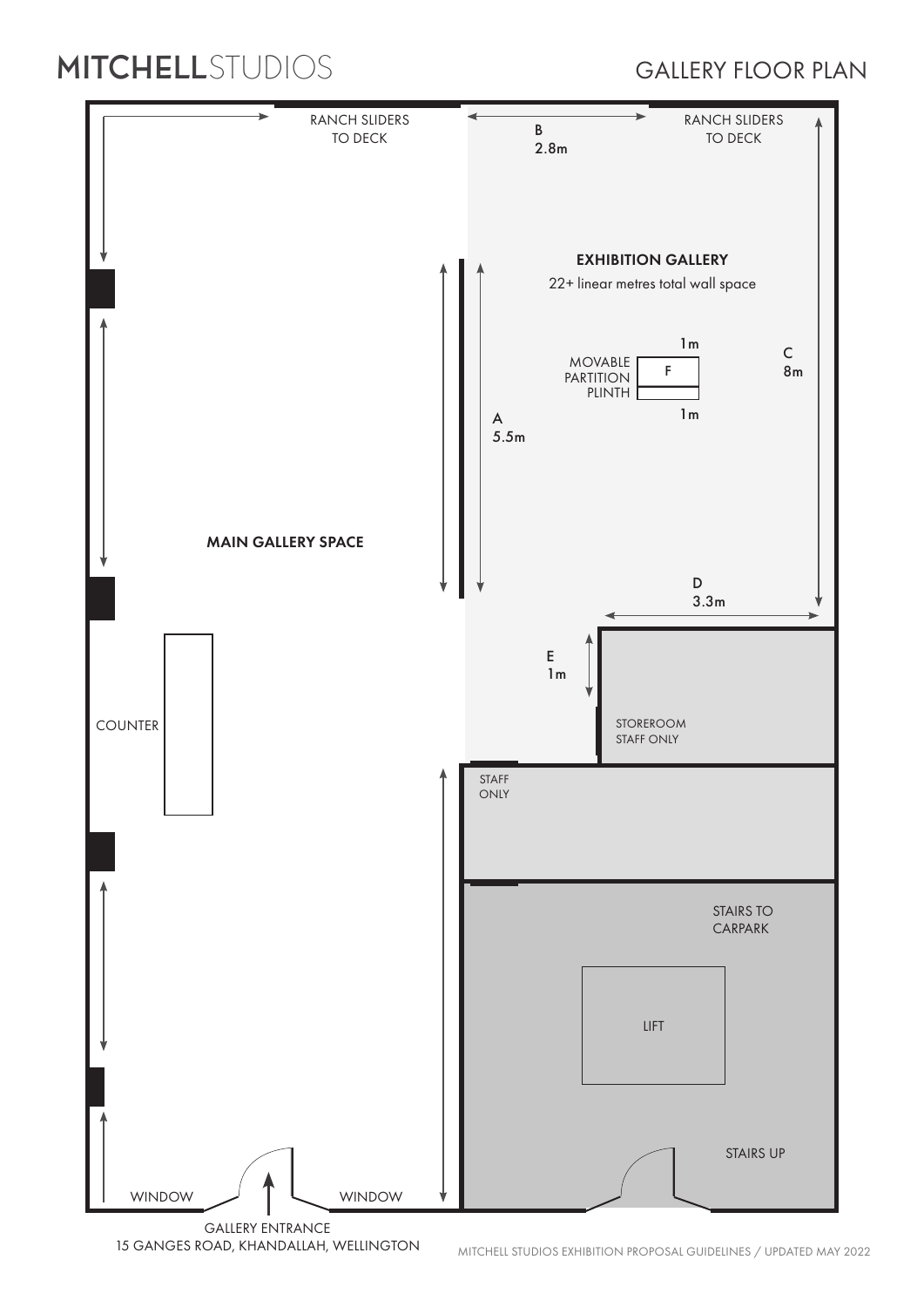# MITCHELLSTUDIOS

## GALLERY FLOOR PLAN

RANCH SLIDERS TO DECK

B
2.8m

RANCH SLIDERS TO DECK

**EXHIBITION GALLERY**

22+ linear metres total wall space

1m

MOVABLE PARTITION PLINTH

F

1m

C
8m

A
5.5m

**MAIN GALLERY SPACE**

D
3.3m

E
1m

COUNTER

STOREROOM
STAFF ONLY

STAFF ONLY

STAIRS TO CARPARK

LIFT

STAIRS UP

WINDOW

WINDOW

GALLERY ENTRANCE
15 GANGES ROAD, KHANDALLAH, WELLINGTON

MITCHELL STUDIOS EXHIBITION PROPOSAL GUIDELINES / UPDATED MAY 2022